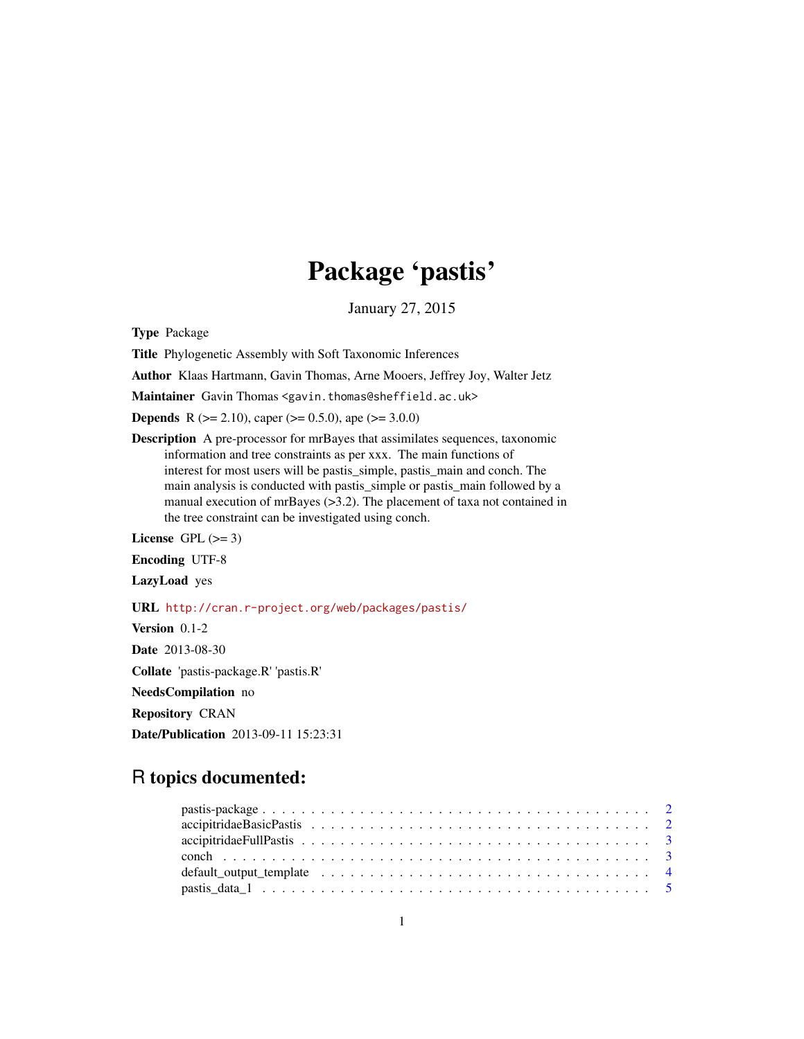# Package 'pastis'

January 27, 2015

**Type** Package

**Title** Phylogenetic Assembly with Soft Taxonomic Inferences

**Author** Klaas Hartmann, Gavin Thomas, Arne Mooers, Jeffrey Joy, Walter Jetz

**Maintainer** Gavin Thomas <gavin.thomas@sheffield.ac.uk>

**Depends** R (>= 2.10), caper (>= 0.5.0), ape (>= 3.0.0)

**Description** A pre-processor for mrBayes that assimilates sequences, taxonomic information and tree constraints as per xxx. The main functions of interest for most users will be pastis_simple, pastis_main and conch. The main analysis is conducted with pastis_simple or pastis_main followed by a manual execution of mrBayes (>3.2). The placement of taxa not contained in the tree constraint can be investigated using conch.

**License** GPL (>= 3)

**Encoding** UTF-8

**LazyLoad** yes

**URL** http://cran.r-project.org/web/packages/pastis/

**Version** 0.1-2

**Date** 2013-08-30

**Collate** 'pastis-package.R' 'pastis.R'

**NeedsCompilation** no

**Repository** CRAN

**Date/Publication** 2013-09-11 15:23:31

## R topics documented:

pastis-package . . . . . . . . . . . . . . . . . . . . . . . . . . . . . . . . . . . . . . . 2
accipitridaeBasicPastis . . . . . . . . . . . . . . . . . . . . . . . . . . . . . . . . . . 2
accipitridaeFullPastis . . . . . . . . . . . . . . . . . . . . . . . . . . . . . . . . . . . 3
conch . . . . . . . . . . . . . . . . . . . . . . . . . . . . . . . . . . . . . . . . . . . . 3
default_output_template . . . . . . . . . . . . . . . . . . . . . . . . . . . . . . . . . . 4
pastis_data_1 . . . . . . . . . . . . . . . . . . . . . . . . . . . . . . . . . . . . . . . . 5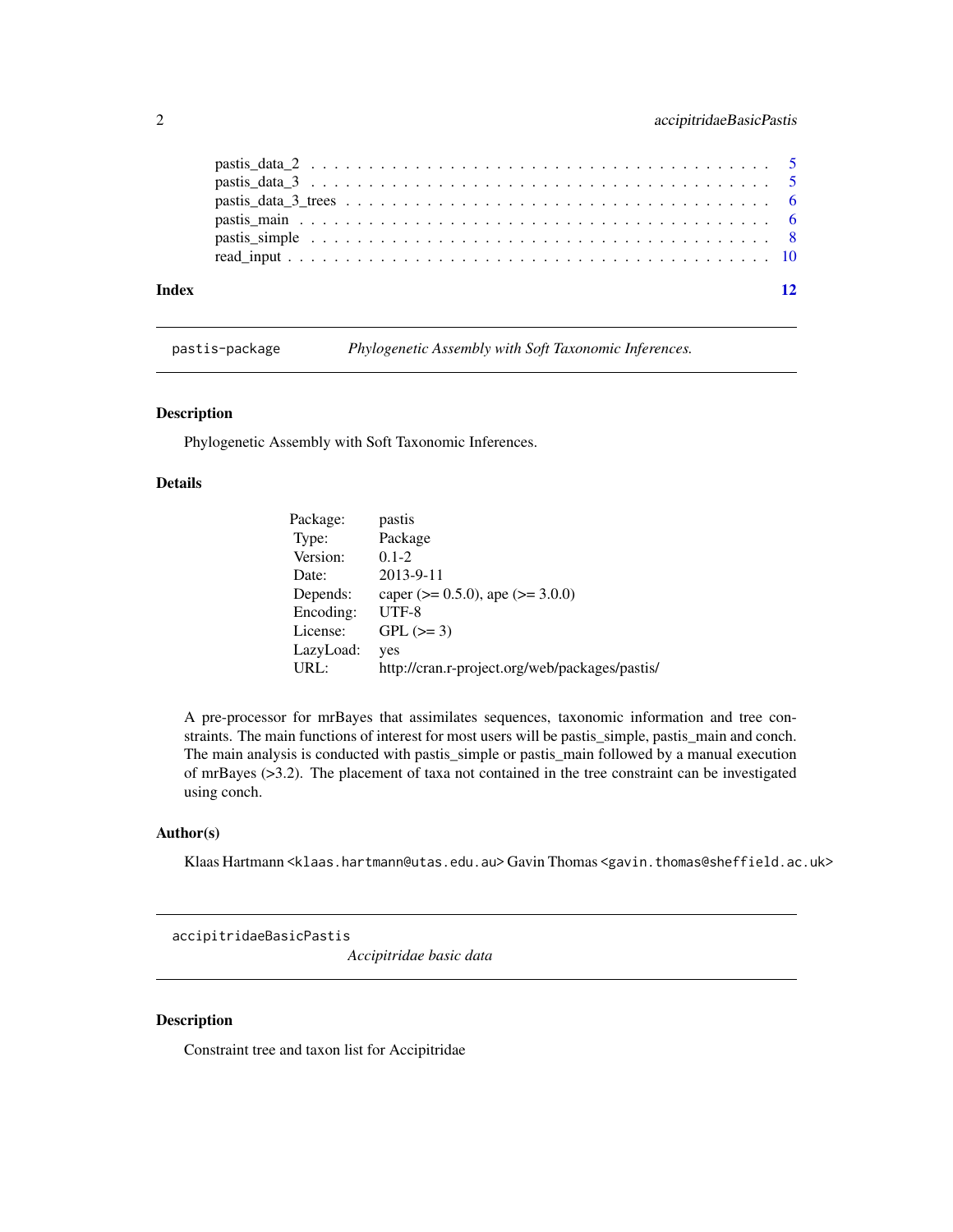pastis_data_2 . . . . . . . . . . . . . . . . . . . . . . . . . . . . . . . . . . . . . 5
pastis_data_3 . . . . . . . . . . . . . . . . . . . . . . . . . . . . . . . . . . . . . 5
pastis_data_3_trees . . . . . . . . . . . . . . . . . . . . . . . . . . . . . . . . . . 6
pastis_main . . . . . . . . . . . . . . . . . . . . . . . . . . . . . . . . . . . . . . 6
pastis_simple . . . . . . . . . . . . . . . . . . . . . . . . . . . . . . . . . . . . . 8
read_input . . . . . . . . . . . . . . . . . . . . . . . . . . . . . . . . . . . . . . . 10

**Index** **12**

---

`pastis-package` *Phylogenetic Assembly with Soft Taxonomic Inferences.*

---

### Description

Phylogenetic Assembly with Soft Taxonomic Inferences.

### Details

| | |
|---|---|
| Package: | pastis |
| Type: | Package |
| Version: | 0.1-2 |
| Date: | 2013-9-11 |
| Depends: | caper (>= 0.5.0), ape (>= 3.0.0) |
| Encoding: | UTF-8 |
| License: | GPL (>= 3) |
| LazyLoad: | yes |
| URL: | http://cran.r-project.org/web/packages/pastis/ |

A pre-processor for mrBayes that assimilates sequences, taxonomic information and tree constraints. The main functions of interest for most users will be pastis_simple, pastis_main and conch. The main analysis is conducted with pastis_simple or pastis_main followed by a manual execution of mrBayes (>3.2). The placement of taxa not contained in the tree constraint can be investigated using conch.

### Author(s)

Klaas Hartmann <`klaas.hartmann@utas.edu.au`> Gavin Thomas <`gavin.thomas@sheffield.ac.uk`>

---

`accipitridaeBasicPastis` *Accipitridae basic data*

---

### Description

Constraint tree and taxon list for Accipitridae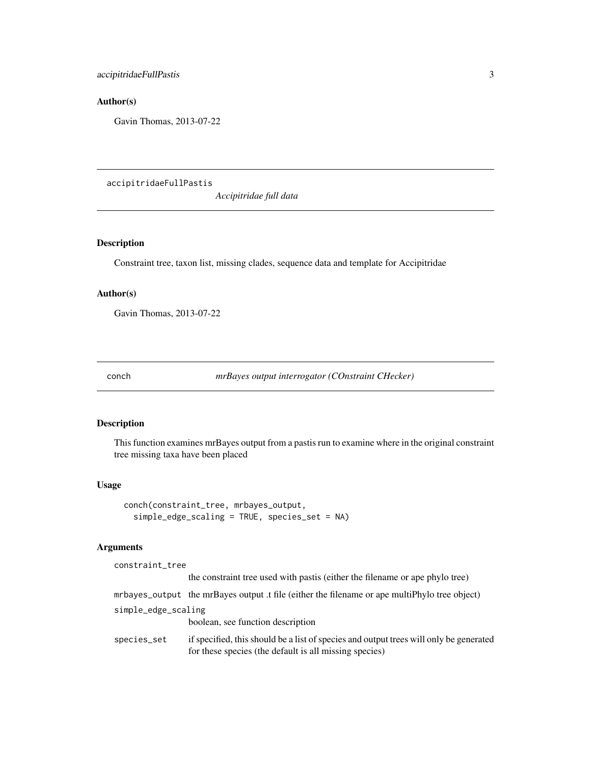## Author(s)

Gavin Thomas, 2013-07-22

---

# accipitridaeFullPastis    *Accipitridae full data*

---

## Description

Constraint tree, taxon list, missing clades, sequence data and template for Accipitridae

## Author(s)

Gavin Thomas, 2013-07-22

---

# conch    *mrBayes output interrogator (COnstraint CHecker)*

---

## Description

This function examines mrBayes output from a pastis run to examine where in the original constraint tree missing taxa have been placed

## Usage

```
conch(constraint_tree, mrbayes_output,
  simple_edge_scaling = TRUE, species_set = NA)
```

## Arguments

| | |
|---|---|
| `constraint_tree` | the constraint tree used with pastis (either the filename or ape phylo tree) |
| `mrbayes_output` | the mrBayes output .t file (either the filename or ape multiPhylo tree object) |
| `simple_edge_scaling` | boolean, see function description |
| `species_set` | if specified, this should be a list of species and output trees will only be generated for these species (the default is all missing species) |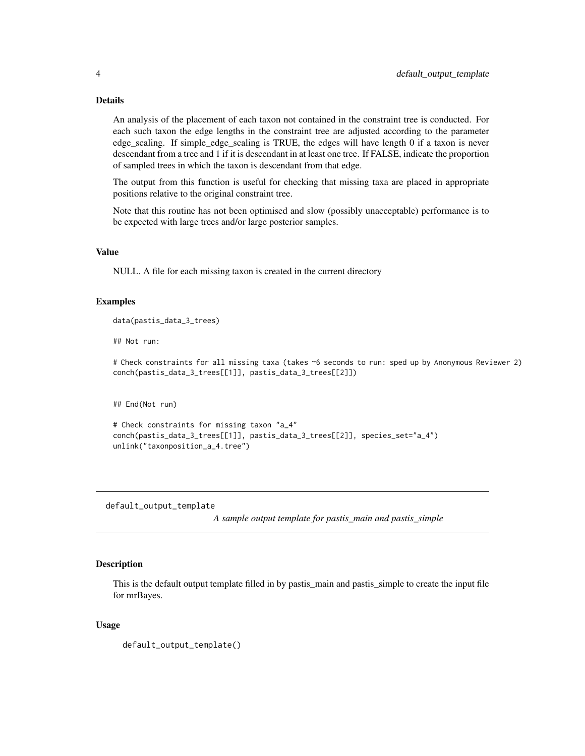### Details

An analysis of the placement of each taxon not contained in the constraint tree is conducted. For each such taxon the edge lengths in the constraint tree are adjusted according to the parameter edge_scaling. If simple_edge_scaling is TRUE, the edges will have length 0 if a taxon is never descendant from a tree and 1 if it is descendant in at least one tree. If FALSE, indicate the proportion of sampled trees in which the taxon is descendant from that edge.

The output from this function is useful for checking that missing taxa are placed in appropriate positions relative to the original constraint tree.

Note that this routine has not been optimised and slow (possibly unacceptable) performance is to be expected with large trees and/or large posterior samples.

### Value

NULL. A file for each missing taxon is created in the current directory

### Examples

```
data(pastis_data_3_trees)

## Not run:

# Check constraints for all missing taxa (takes ~6 seconds to run: sped up by Anonymous Reviewer 2)
conch(pastis_data_3_trees[[1]], pastis_data_3_trees[[2]])


## End(Not run)

# Check constraints for missing taxon "a_4"
conch(pastis_data_3_trees[[1]], pastis_data_3_trees[[2]], species_set="a_4")
unlink("taxonposition_a_4.tree")
```

---

## default_output_template

*A sample output template for pastis_main and pastis_simple*

---

### Description

This is the default output template filled in by pastis_main and pastis_simple to create the input file for mrBayes.

### Usage

```
default_output_template()
```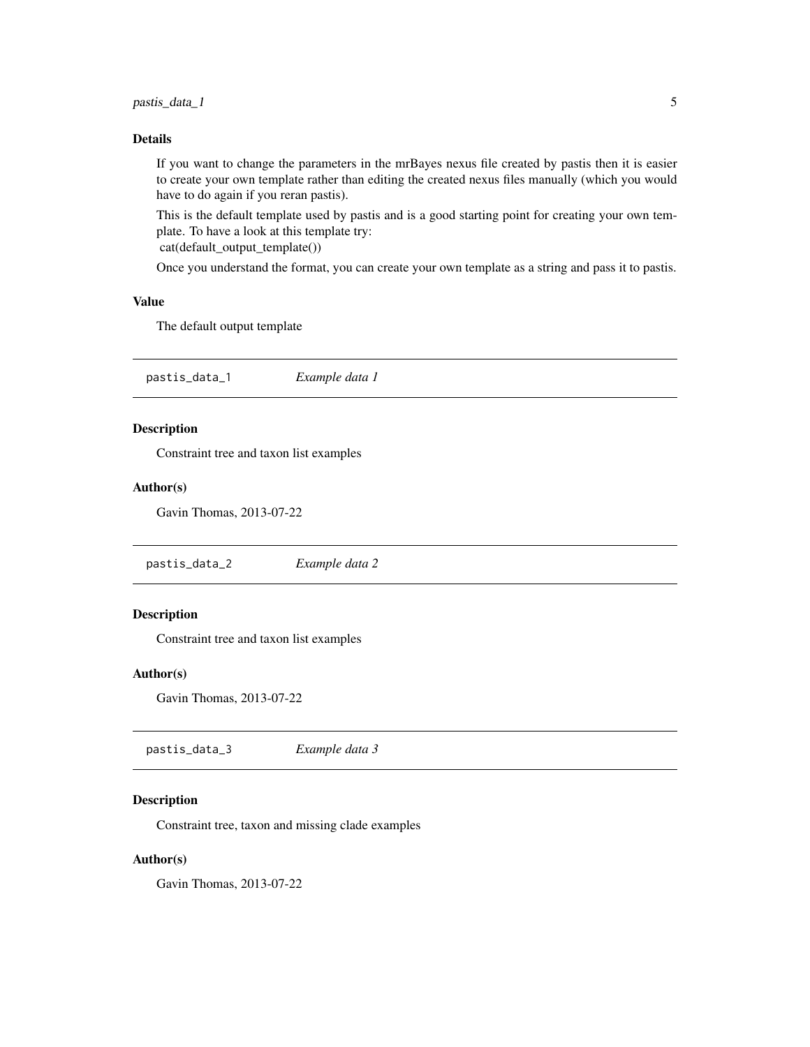## Details

If you want to change the parameters in the mrBayes nexus file created by pastis then it is easier to create your own template rather than editing the created nexus files manually (which you would have to do again if you reran pastis).

This is the default template used by pastis and is a good starting point for creating your own template. To have a look at this template try:
cat(default_output_template())

Once you understand the format, you can create your own template as a string and pass it to pastis.

## Value

The default output template

---

# pastis_data_1 *Example data 1*

## Description

Constraint tree and taxon list examples

## Author(s)

Gavin Thomas, 2013-07-22

---

# pastis_data_2 *Example data 2*

## Description

Constraint tree and taxon list examples

## Author(s)

Gavin Thomas, 2013-07-22

---

# pastis_data_3 *Example data 3*

## Description

Constraint tree, taxon and missing clade examples

## Author(s)

Gavin Thomas, 2013-07-22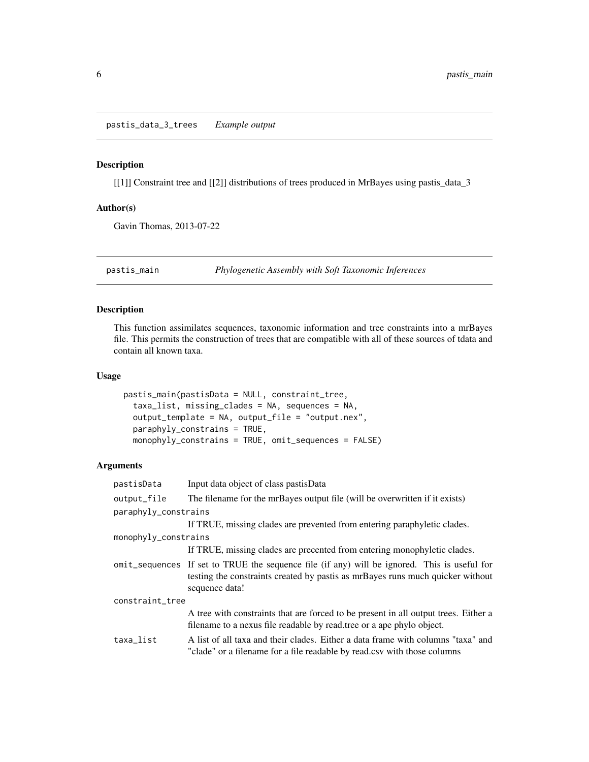## pastis_data_3_trees *Example output*

### Description

[[1]] Constraint tree and [[2]] distributions of trees produced in MrBayes using pastis_data_3

### Author(s)

Gavin Thomas, 2013-07-22

## pastis_main *Phylogenetic Assembly with Soft Taxonomic Inferences*

### Description

This function assimilates sequences, taxonomic information and tree constraints into a mrBayes file. This permits the construction of trees that are compatible with all of these sources of tdata and contain all known taxa.

### Usage

```
pastis_main(pastisData = NULL, constraint_tree,
  taxa_list, missing_clades = NA, sequences = NA,
  output_template = NA, output_file = "output.nex",
  paraphyly_constrains = TRUE,
  monophyly_constrains = TRUE, omit_sequences = FALSE)
```

### Arguments

- `pastisData` Input data object of class pastisData
- `output_file` The filename for the mrBayes output file (will be overwritten if it exists)
- `paraphyly_constrains` If TRUE, missing clades are prevented from entering paraphyletic clades.
- `monophyly_constrains` If TRUE, missing clades are precented from entering monophyletic clades.
- `omit_sequences` If set to TRUE the sequence file (if any) will be ignored. This is useful for testing the constraints created by pastis as mrBayes runs much quicker without sequence data!
- `constraint_tree` A tree with constraints that are forced to be present in all output trees. Either a filename to a nexus file readable by read.tree or a ape phylo object.
- `taxa_list` A list of all taxa and their clades. Either a data frame with columns "taxa" and "clade" or a filename for a file readable by read.csv with those columns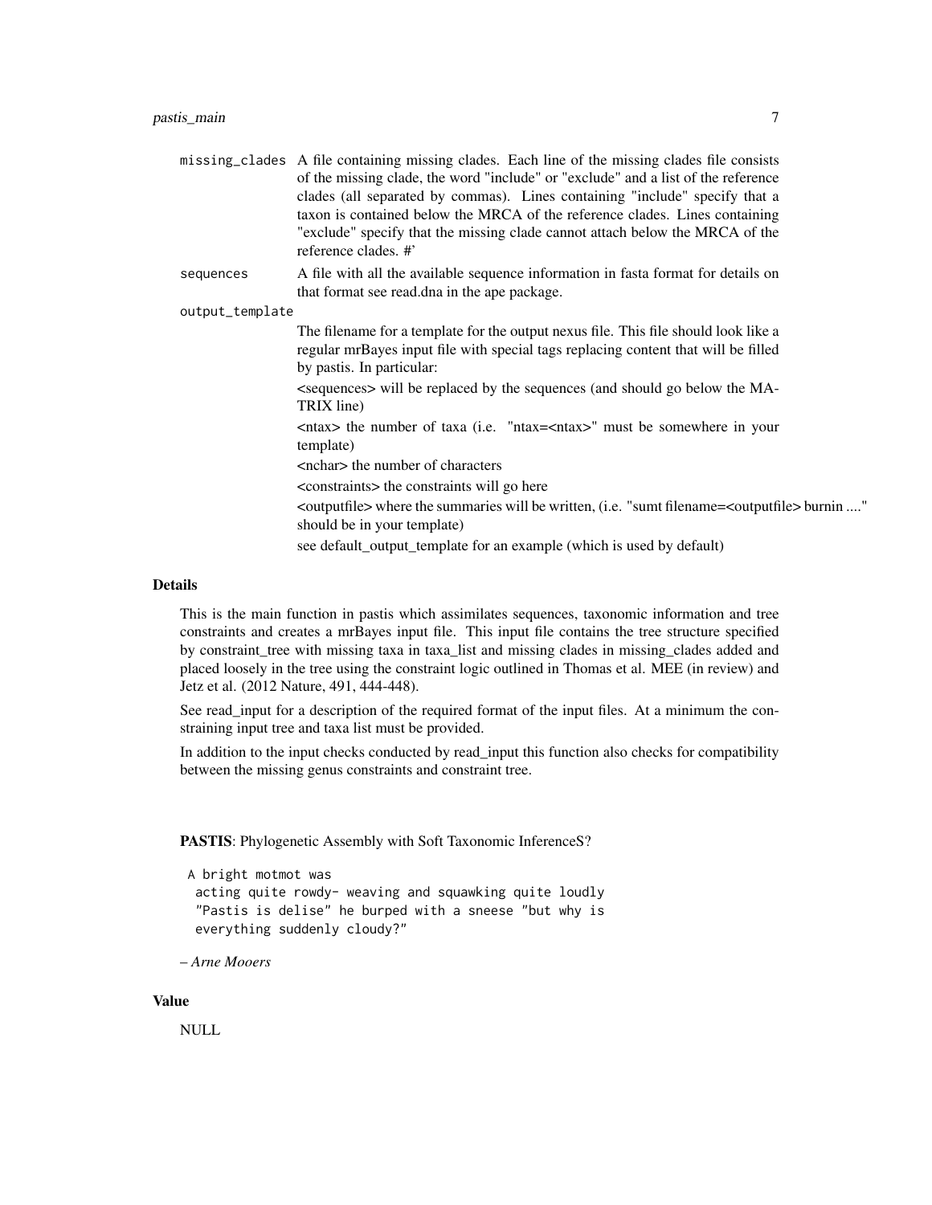missing_clades A file containing missing clades. Each line of the missing clades file consists of the missing clade, the word "include" or "exclude" and a list of the reference clades (all separated by commas). Lines containing "include" specify that a taxon is contained below the MRCA of the reference clades. Lines containing "exclude" specify that the missing clade cannot attach below the MRCA of the reference clades. #'

sequences A file with all the available sequence information in fasta format for details on that format see read.dna in the ape package.

output_template The filename for a template for the output nexus file. This file should look like a regular mrBayes input file with special tags replacing content that will be filled by pastis. In particular:

<sequences> will be replaced by the sequences (and should go below the MATRIX line)

<ntax> the number of taxa (i.e. "ntax=<ntax>" must be somewhere in your template)

<nchar> the number of characters

<constraints> the constraints will go here

<outputfile> where the summaries will be written, (i.e. "sumt filename=<outputfile> burnin ...." should be in your template)

see default_output_template for an example (which is used by default)

## Details

This is the main function in pastis which assimilates sequences, taxonomic information and tree constraints and creates a mrBayes input file. This input file contains the tree structure specified by constraint_tree with missing taxa in taxa_list and missing clades in missing_clades added and placed loosely in the tree using the constraint logic outlined in Thomas et al. MEE (in review) and Jetz et al. (2012 Nature, 491, 444-448).

See read_input for a description of the required format of the input files. At a minimum the constraining input tree and taxa list must be provided.

In addition to the input checks conducted by read_input this function also checks for compatibility between the missing genus constraints and constraint tree.

**PASTIS**: Phylogenetic Assembly with Soft Taxonomic InferenceS?

```
A bright motmot was
 acting quite rowdy- weaving and squawking quite loudly
 "Pastis is delise" he burped with a sneese "but why is
 everything suddenly cloudy?"
```

*– Arne Mooers*

## Value

NULL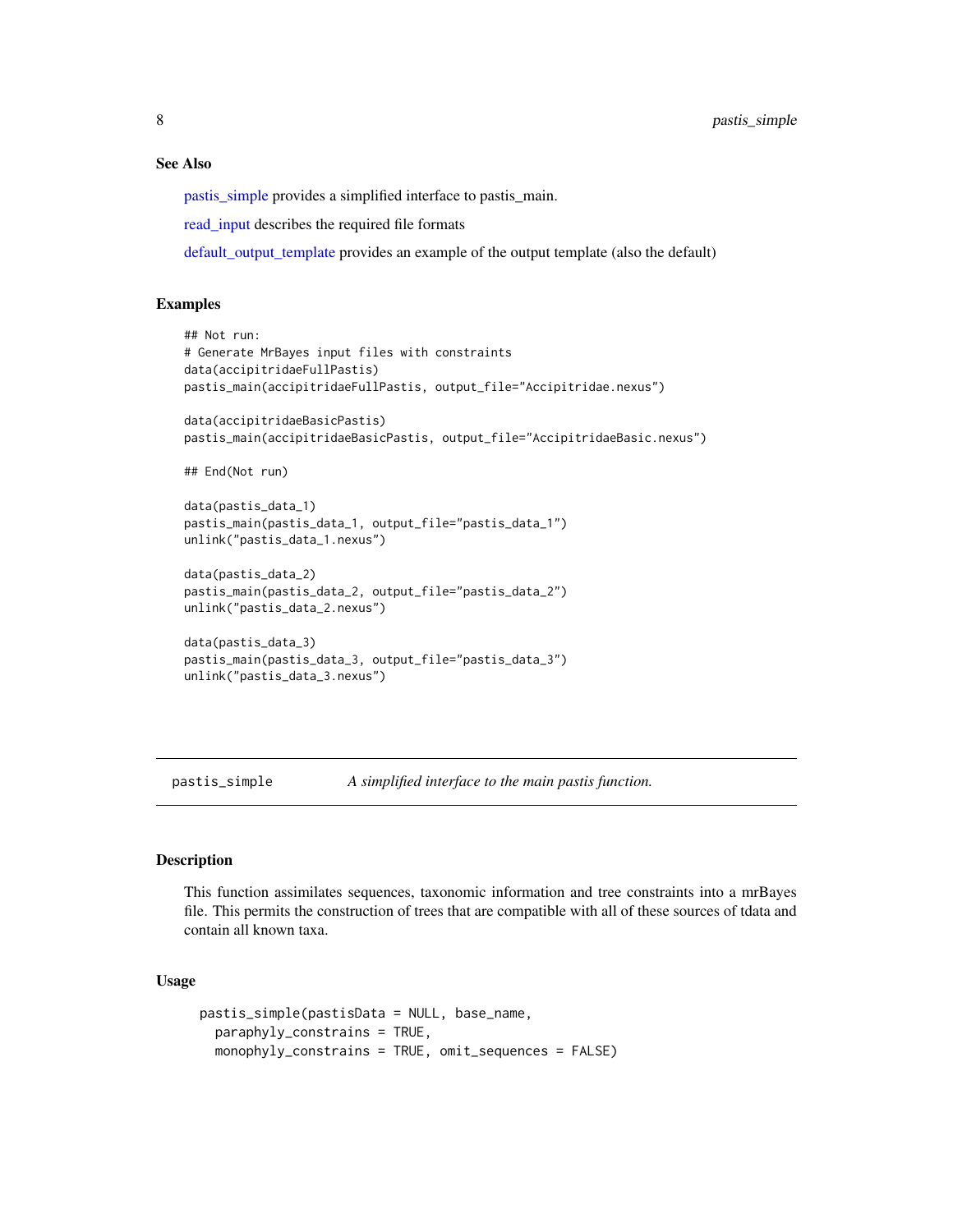### See Also

pastis_simple provides a simplified interface to pastis_main.

read_input describes the required file formats

default_output_template provides an example of the output template (also the default)

### Examples

```
## Not run:
# Generate MrBayes input files with constraints
data(accipitridaeFullPastis)
pastis_main(accipitridaeFullPastis, output_file="Accipitridae.nexus")

data(accipitridaeBasicPastis)
pastis_main(accipitridaeBasicPastis, output_file="AccipitridaeBasic.nexus")

## End(Not run)

data(pastis_data_1)
pastis_main(pastis_data_1, output_file="pastis_data_1")
unlink("pastis_data_1.nexus")

data(pastis_data_2)
pastis_main(pastis_data_2, output_file="pastis_data_2")
unlink("pastis_data_2.nexus")

data(pastis_data_3)
pastis_main(pastis_data_3, output_file="pastis_data_3")
unlink("pastis_data_3.nexus")
```

---

## pastis_simple — *A simplified interface to the main pastis function.*

---

### Description

This function assimilates sequences, taxonomic information and tree constraints into a mrBayes file. This permits the construction of trees that are compatible with all of these sources of tdata and contain all known taxa.

### Usage

```
pastis_simple(pastisData = NULL, base_name,
  paraphyly_constrains = TRUE,
  monophyly_constrains = TRUE, omit_sequences = FALSE)
```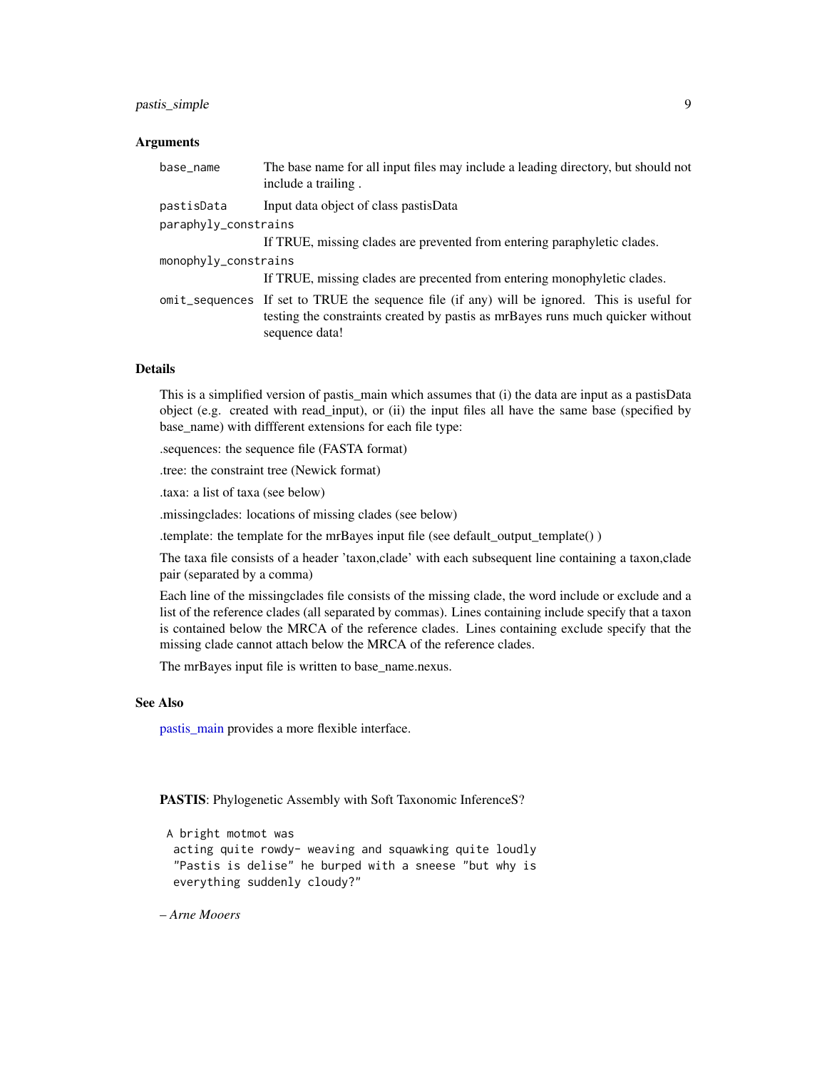### Arguments

| | |
|---|---|
| `base_name` | The base name for all input files may include a leading directory, but should not include a trailing . |
| `pastisData` | Input data object of class pastisData |
| `paraphyly_constrains` | If TRUE, missing clades are prevented from entering paraphyletic clades. |
| `monophyly_constrains` | If TRUE, missing clades are precented from entering monophyletic clades. |
| `omit_sequences` | If set to TRUE the sequence file (if any) will be ignored. This is useful for testing the constraints created by pastis as mrBayes runs much quicker without sequence data! |

### Details

This is a simplified version of pastis_main which assumes that (i) the data are input as a pastisData object (e.g. created with read_input), or (ii) the input files all have the same base (specified by base_name) with diffferent extensions for each file type:

.sequences: the sequence file (FASTA format)

.tree: the constraint tree (Newick format)

.taxa: a list of taxa (see below)

.missingclades: locations of missing clades (see below)

.template: the template for the mrBayes input file (see default_output_template() )

The taxa file consists of a header 'taxon,clade' with each subsequent line containing a taxon,clade pair (separated by a comma)

Each line of the missingclades file consists of the missing clade, the word include or exclude and a list of the reference clades (all separated by commas). Lines containing include specify that a taxon is contained below the MRCA of the reference clades. Lines containing exclude specify that the missing clade cannot attach below the MRCA of the reference clades.

The mrBayes input file is written to base_name.nexus.

### See Also

pastis_main provides a more flexible interface.

**PASTIS**: Phylogenetic Assembly with Soft Taxonomic InferenceS?

```
A bright motmot was
 acting quite rowdy- weaving and squawking quite loudly
 "Pastis is delise" he burped with a sneese "but why is
 everything suddenly cloudy?"
```

– *Arne Mooers*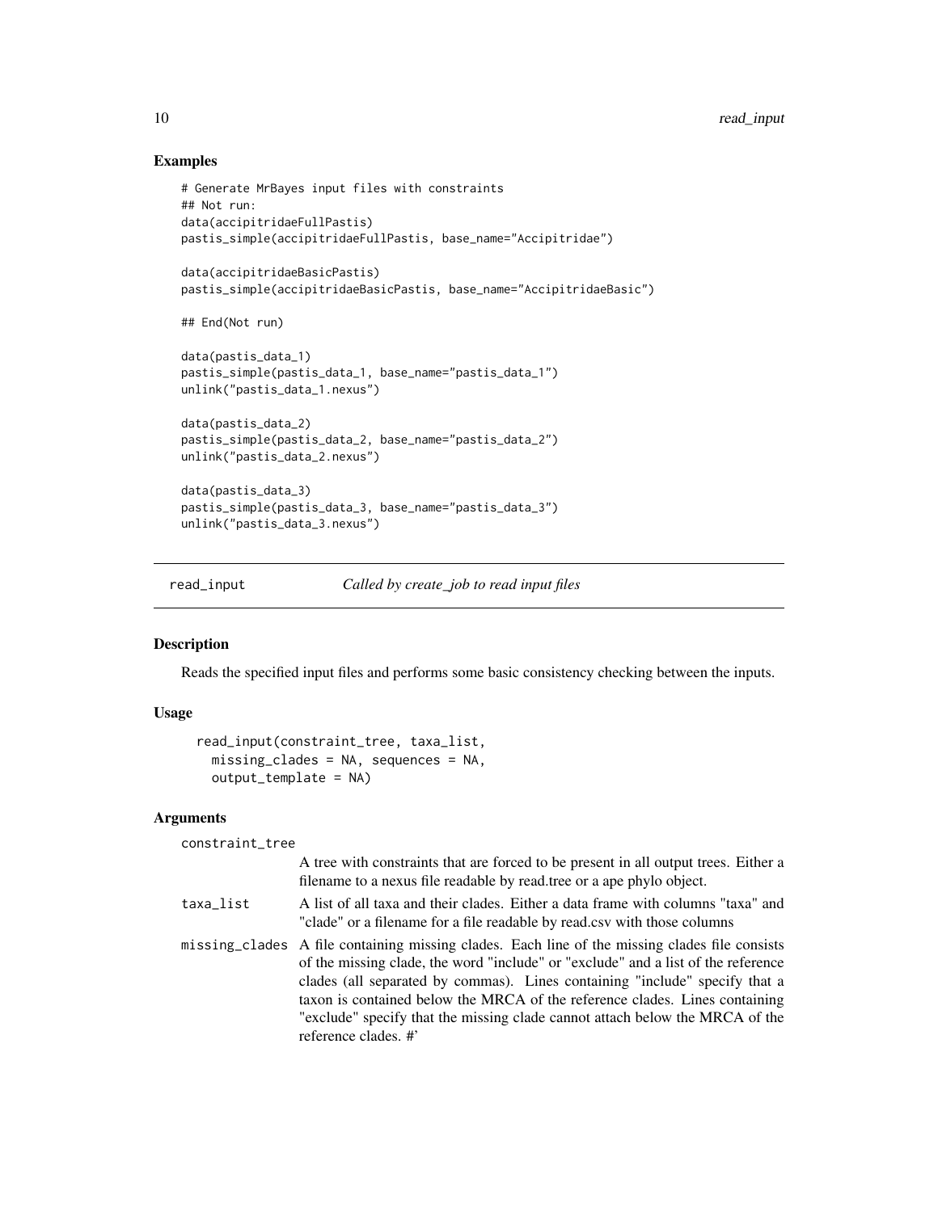## Examples

```
# Generate MrBayes input files with constraints
## Not run:
data(accipitridaeFullPastis)
pastis_simple(accipitridaeFullPastis, base_name="Accipitridae")

data(accipitridaeBasicPastis)
pastis_simple(accipitridaeBasicPastis, base_name="AccipitridaeBasic")

## End(Not run)

data(pastis_data_1)
pastis_simple(pastis_data_1, base_name="pastis_data_1")
unlink("pastis_data_1.nexus")

data(pastis_data_2)
pastis_simple(pastis_data_2, base_name="pastis_data_2")
unlink("pastis_data_2.nexus")

data(pastis_data_3)
pastis_simple(pastis_data_3, base_name="pastis_data_3")
unlink("pastis_data_3.nexus")
```

---

# read_input — *Called by create_job to read input files*

## Description

Reads the specified input files and performs some basic consistency checking between the inputs.

## Usage

```
read_input(constraint_tree, taxa_list,
  missing_clades = NA, sequences = NA,
  output_template = NA)
```

## Arguments

| | |
|---|---|
| constraint_tree | A tree with constraints that are forced to be present in all output trees. Either a filename to a nexus file readable by read.tree or a ape phylo object. |
| taxa_list | A list of all taxa and their clades. Either a data frame with columns "taxa" and "clade" or a filename for a file readable by read.csv with those columns |
| missing_clades | A file containing missing clades. Each line of the missing clades file consists of the missing clade, the word "include" or "exclude" and a list of the reference clades (all separated by commas). Lines containing "include" specify that a taxon is contained below the MRCA of the reference clades. Lines containing "exclude" specify that the missing clade cannot attach below the MRCA of the reference clades. #' |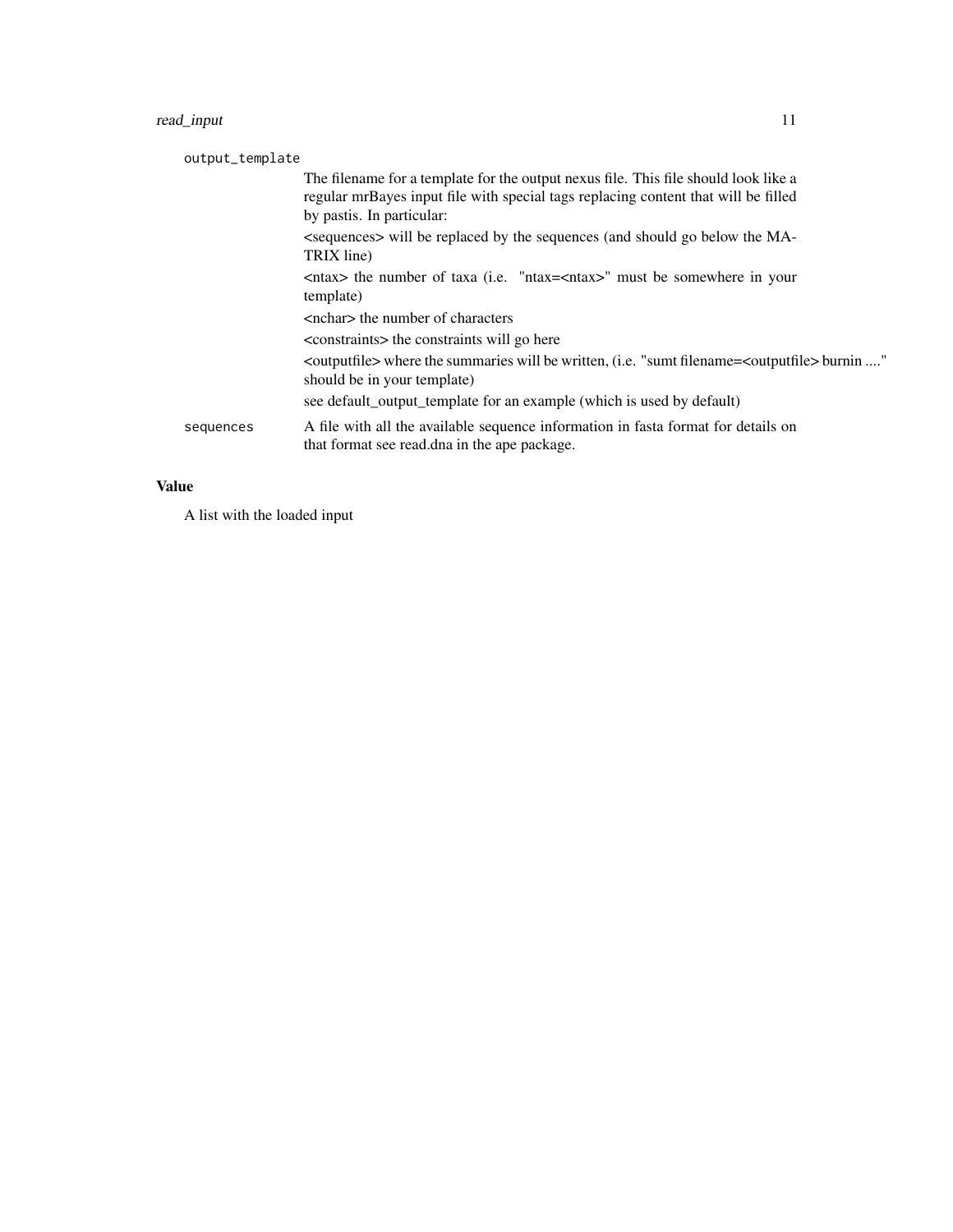output_template
: The filename for a template for the output nexus file. This file should look like a regular mrBayes input file with special tags replacing content that will be filled by pastis. In particular:

  <sequences> will be replaced by the sequences (and should go below the MATRIX line)

  <ntax> the number of taxa (i.e. "ntax=<ntax>" must be somewhere in your template)

  <nchar> the number of characters

  <constraints> the constraints will go here

  <outputfile> where the summaries will be written, (i.e. "sumt filename=<outputfile> burnin ...." should be in your template)

  see default_output_template for an example (which is used by default)

sequences
: A file with all the available sequence information in fasta format for details on that format see read.dna in the ape package.

## Value

A list with the loaded input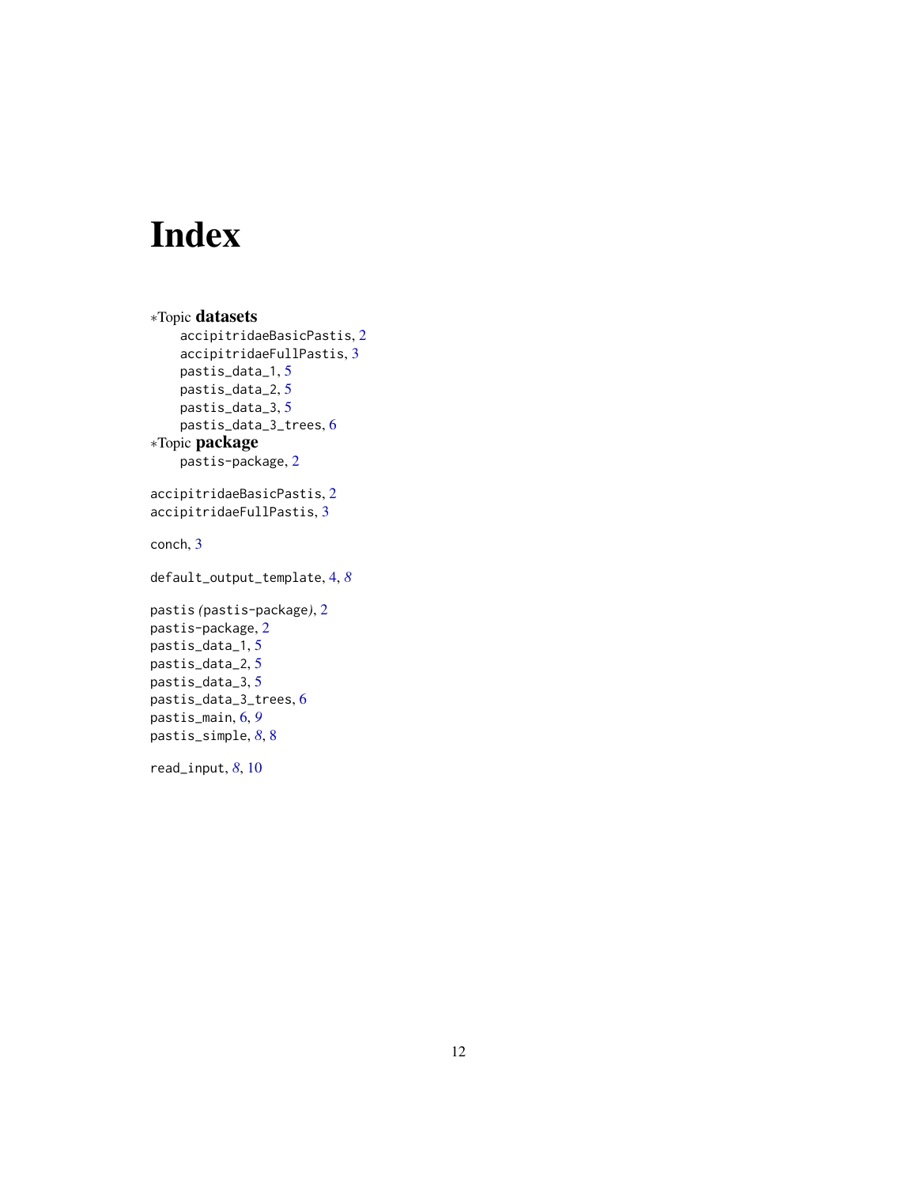# Index

∗Topic **datasets**
  accipitridaeBasicPastis, 2
  accipitridaeFullPastis, 3
  pastis_data_1, 5
  pastis_data_2, 5
  pastis_data_3, 5
  pastis_data_3_trees, 6
∗Topic **package**
  pastis-package, 2

accipitridaeBasicPastis, 2
accipitridaeFullPastis, 3

conch, 3

default_output_template, 4, *8*

pastis *(*pastis-package*)*, 2
pastis-package, 2
pastis_data_1, 5
pastis_data_2, 5
pastis_data_3, 5
pastis_data_3_trees, 6
pastis_main, 6, *9*
pastis_simple, *8*, 8

read_input, *8*, 10